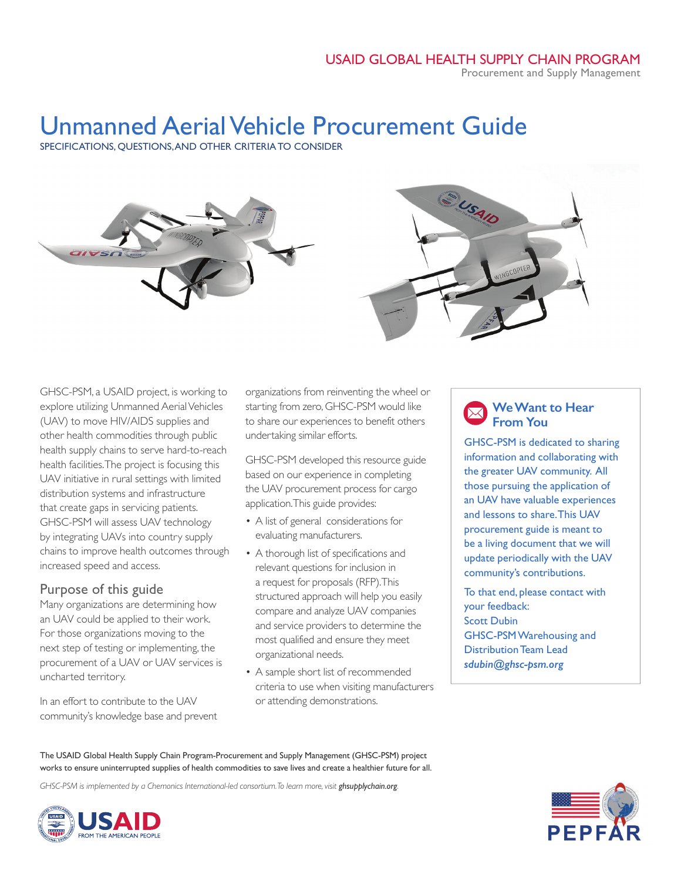USAID GLOBAL HEALTH SUPPLY CHAIN PROGRAM
Procurement and Supply Management

# Unmanned Aerial Vehicle Procurement Guide

SPECIFICATIONS, QUESTIONS, AND OTHER CRITERIA TO CONSIDER

GHSC-PSM, a USAID project, is working to explore utilizing Unmanned Aerial Vehicles (UAV) to move HIV/AIDS supplies and other health commodities through public health supply chains to serve hard-to-reach health facilities. The project is focusing this UAV initiative in rural settings with limited distribution systems and infrastructure that create gaps in servicing patients. GHSC-PSM will assess UAV technology by integrating UAVs into country supply chains to improve health outcomes through increased speed and access.

## Purpose of this guide

Many organizations are determining how an UAV could be applied to their work. For those organizations moving to the next step of testing or implementing, the procurement of a UAV or UAV services is uncharted territory.

In an effort to contribute to the UAV community's knowledge base and prevent organizations from reinventing the wheel or starting from zero, GHSC-PSM would like to share our experiences to benefit others undertaking similar efforts.

GHSC-PSM developed this resource guide based on our experience in completing the UAV procurement process for cargo application. This guide provides:

- A list of general considerations for evaluating manufacturers.
- A thorough list of specifications and relevant questions for inclusion in a request for proposals (RFP). This structured approach will help you easily compare and analyze UAV companies and service providers to determine the most qualified and ensure they meet organizational needs.
- A sample short list of recommended criteria to use when visiting manufacturers or attending demonstrations.

### We Want to Hear From You

GHSC-PSM is dedicated to sharing information and collaborating with the greater UAV community. All those pursuing the application of an UAV have valuable experiences and lessons to share. This UAV procurement guide is meant to be a living document that we will update periodically with the UAV community's contributions.

To that end, please contact with your feedback:
Scott Dubin
GHSC-PSM Warehousing and Distribution Team Lead
*sdubin@ghsc-psm.org*

The USAID Global Health Supply Chain Program-Procurement and Supply Management (GHSC-PSM) project works to ensure uninterrupted supplies of health commodities to save lives and create a healthier future for all.

*GHSC-PSM is implemented by a Chemonics International-led consortium. To learn more, visit **ghsupplychain.org**.*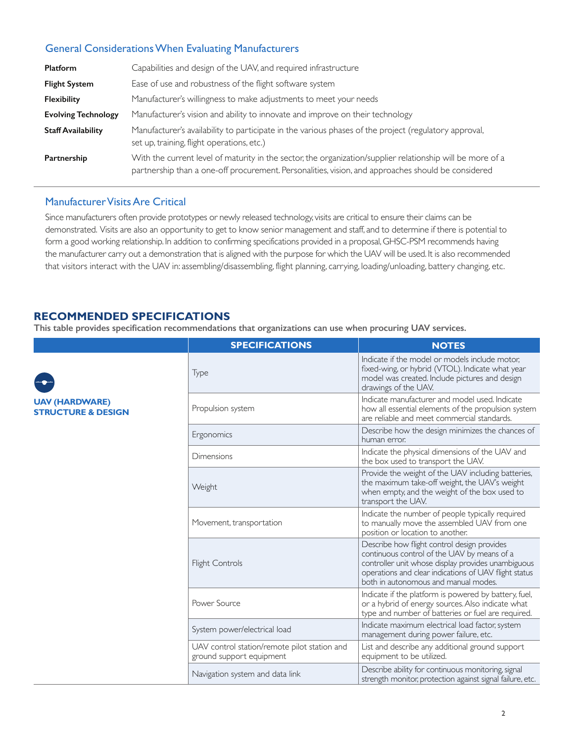## General Considerations When Evaluating Manufacturers

| | |
|---|---|
| **Platform** | Capabilities and design of the UAV, and required infrastructure |
| **Flight System** | Ease of use and robustness of the flight software system |
| **Flexibility** | Manufacturer's willingness to make adjustments to meet your needs |
| **Evolving Technology** | Manufacturer's vision and ability to innovate and improve on their technology |
| **Staff Availability** | Manufacturer's availability to participate in the various phases of the project (regulatory approval, set up, training, flight operations, etc.) |
| **Partnership** | With the current level of maturity in the sector, the organization/supplier relationship will be more of a partnership than a one-off procurement. Personalities, vision, and approaches should be considered |

## Manufacturer Visits Are Critical

Since manufacturers often provide prototypes or newly released technology, visits are critical to ensure their claims can be demonstrated. Visits are also an opportunity to get to know senior management and staff, and to determine if there is potential to form a good working relationship. In addition to confirming specifications provided in a proposal, GHSC-PSM recommends having the manufacturer carry out a demonstration that is aligned with the purpose for which the UAV will be used. It is also recommended that visitors interact with the UAV in: assembling/disassembling, flight planning, carrying, loading/unloading, battery changing, etc.

# RECOMMENDED SPECIFICATIONS

**This table provides specification recommendations that organizations can use when procuring UAV services.**

| | SPECIFICATIONS | NOTES |
|---|---|---|
| **UAV (HARDWARE) STRUCTURE & DESIGN** | Type | Indicate if the model or models include motor, fixed-wing, or hybrid (VTOL). Indicate what year model was created. Include pictures and design drawings of the UAV. |
| | Propulsion system | Indicate manufacturer and model used. Indicate how all essential elements of the propulsion system are reliable and meet commercial standards. |
| | Ergonomics | Describe how the design minimizes the chances of human error. |
| | Dimensions | Indicate the physical dimensions of the UAV and the box used to transport the UAV. |
| | Weight | Provide the weight of the UAV including batteries, the maximum take-off weight, the UAV's weight when empty, and the weight of the box used to transport the UAV. |
| | Movement, transportation | Indicate the number of people typically required to manually move the assembled UAV from one position or location to another. |
| | Flight Controls | Describe how flight control design provides continuous control of the UAV by means of a controller unit whose display provides unambiguous operations and clear indications of UAV flight status both in autonomous and manual modes. |
| | Power Source | Indicate if the platform is powered by battery, fuel, or a hybrid of energy sources. Also indicate what type and number of batteries or fuel are required. |
| | System power/electrical load | Indicate maximum electrical load factor, system management during power failure, etc. |
| | UAV control station/remote pilot station and ground support equipment | List and describe any additional ground support equipment to be utilized. |
| | Navigation system and data link | Describe ability for continuous monitoring, signal strength monitor, protection against signal failure, etc. |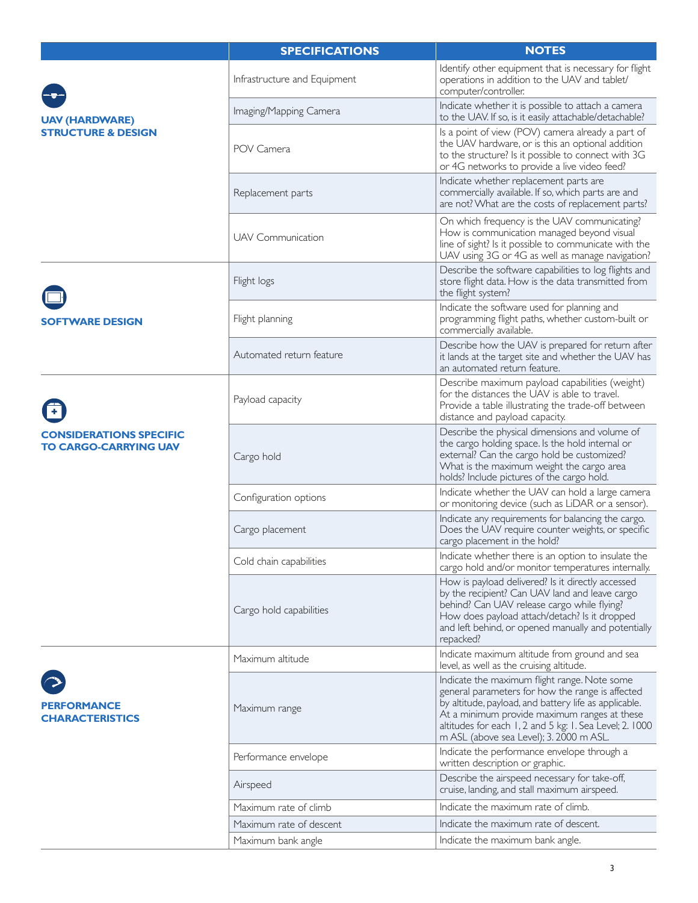| | SPECIFICATIONS | NOTES |
|---|---|---|
| **UAV (HARDWARE) STRUCTURE & DESIGN** | Infrastructure and Equipment | Identify other equipment that is necessary for flight operations in addition to the UAV and tablet/ computer/controller. |
| | Imaging/Mapping Camera | Indicate whether it is possible to attach a camera to the UAV. If so, is it easily attachable/detachable? |
| | POV Camera | Is a point of view (POV) camera already a part of the UAV hardware, or is this an optional addition to the structure? Is it possible to connect with 3G or 4G networks to provide a live video feed? |
| | Replacement parts | Indicate whether replacement parts are commercially available. If so, which parts are and are not? What are the costs of replacement parts? |
| | UAV Communication | On which frequency is the UAV communicating? How is communication managed beyond visual line of sight? Is it possible to communicate with the UAV using 3G or 4G as well as manage navigation? |
| **SOFTWARE DESIGN** | Flight logs | Describe the software capabilities to log flights and store flight data. How is the data transmitted from the flight system? |
| | Flight planning | Indicate the software used for planning and programming flight paths, whether custom-built or commercially available. |
| | Automated return feature | Describe how the UAV is prepared for return after it lands at the target site and whether the UAV has an automated return feature. |
| **CONSIDERATIONS SPECIFIC TO CARGO-CARRYING UAV** | Payload capacity | Describe maximum payload capabilities (weight) for the distances the UAV is able to travel. Provide a table illustrating the trade-off between distance and payload capacity. |
| | Cargo hold | Describe the physical dimensions and volume of the cargo holding space. Is the hold internal or external? Can the cargo hold be customized? What is the maximum weight the cargo area holds? Include pictures of the cargo hold. |
| | Configuration options | Indicate whether the UAV can hold a large camera or monitoring device (such as LiDAR or a sensor). |
| | Cargo placement | Indicate any requirements for balancing the cargo. Does the UAV require counter weights, or specific cargo placement in the hold? |
| | Cold chain capabilities | Indicate whether there is an option to insulate the cargo hold and/or monitor temperatures internally. |
| | Cargo hold capabilities | How is payload delivered? Is it directly accessed by the recipient? Can UAV land and leave cargo behind? Can UAV release cargo while flying? How does payload attach/detach? Is it dropped and left behind, or opened manually and potentially repacked? |
| **PERFORMANCE CHARACTERISTICS** | Maximum altitude | Indicate maximum altitude from ground and sea level, as well as the cruising altitude. |
| | Maximum range | Indicate the maximum flight range. Note some general parameters for how the range is affected by altitude, payload, and battery life as applicable. At a minimum provide maximum ranges at these altitudes for each 1, 2 and 5 kg: 1. Sea Level; 2. 1000 m ASL (above sea Level); 3. 2000 m ASL. |
| | Performance envelope | Indicate the performance envelope through a written description or graphic. |
| | Airspeed | Describe the airspeed necessary for take-off, cruise, landing, and stall maximum airspeed. |
| | Maximum rate of climb | Indicate the maximum rate of climb. |
| | Maximum rate of descent | Indicate the maximum rate of descent. |
| | Maximum bank angle | Indicate the maximum bank angle. |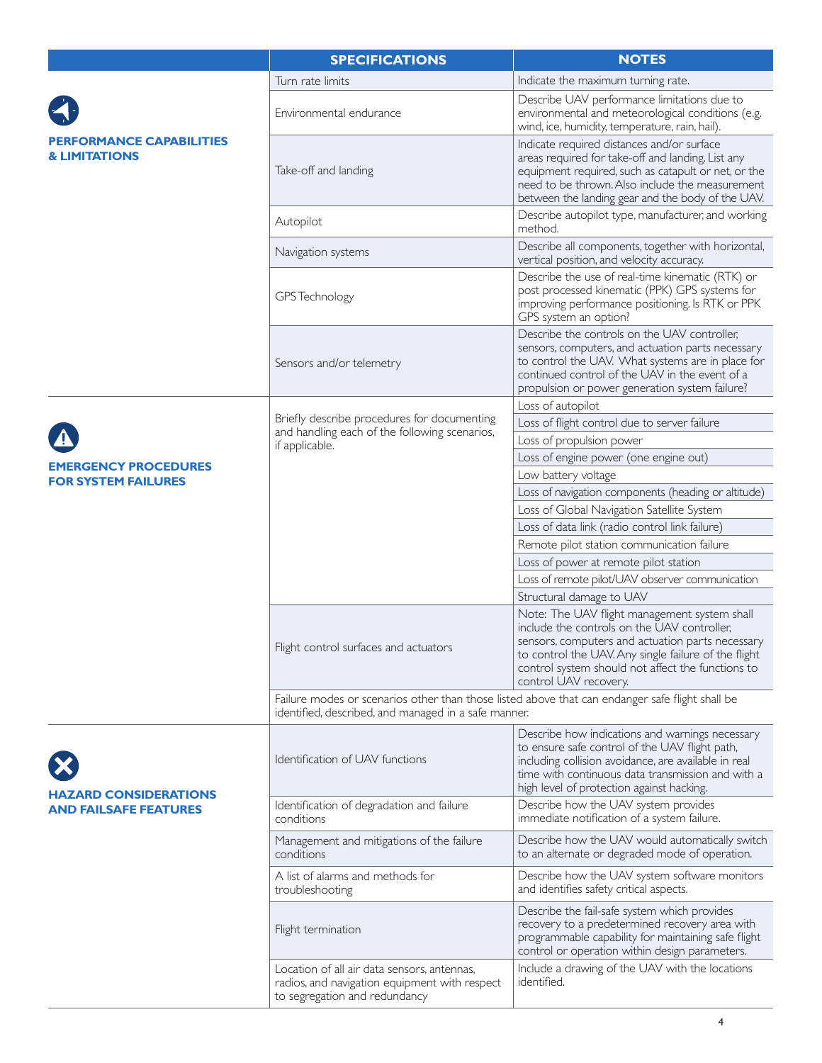| | SPECIFICATIONS | NOTES |
|---|---|---|
| **PERFORMANCE CAPABILITIES & LIMITATIONS** | Turn rate limits | Indicate the maximum turning rate. |
| | Environmental endurance | Describe UAV performance limitations due to environmental and meteorological conditions (e.g. wind, ice, humidity, temperature, rain, hail). |
| | Take-off and landing | Indicate required distances and/or surface areas required for take-off and landing. List any equipment required, such as catapult or net, or the need to be thrown. Also include the measurement between the landing gear and the body of the UAV. |
| | Autopilot | Describe autopilot type, manufacturer, and working method. |
| | Navigation systems | Describe all components, together with horizontal, vertical position, and velocity accuracy. |
| | GPS Technology | Describe the use of real-time kinematic (RTK) or post processed kinematic (PPK) GPS systems for improving performance positioning. Is RTK or PPK GPS system an option? |
| | Sensors and/or telemetry | Describe the controls on the UAV controller, sensors, computers, and actuation parts necessary to control the UAV. What systems are in place for continued control of the UAV in the event of a propulsion or power generation system failure? |
| **EMERGENCY PROCEDURES FOR SYSTEM FAILURES** | Briefly describe procedures for documenting and handling each of the following scenarios, if applicable. | Loss of autopilot |
| | | Loss of flight control due to server failure |
| | | Loss of propulsion power |
| | | Loss of engine power (one engine out) |
| | | Low battery voltage |
| | | Loss of navigation components (heading or altitude) |
| | | Loss of Global Navigation Satellite System |
| | | Loss of data link (radio control link failure) |
| | | Remote pilot station communication failure |
| | | Loss of power at remote pilot station |
| | | Loss of remote pilot/UAV observer communication |
| | | Structural damage to UAV |
| | Flight control surfaces and actuators | Note: The UAV flight management system shall include the controls on the UAV controller, sensors, computers and actuation parts necessary to control the UAV. Any single failure of the flight control system should not affect the functions to control UAV recovery. |
| | Failure modes or scenarios other than those listed above that can endanger safe flight shall be identified, described, and managed in a safe manner. | |
| **HAZARD CONSIDERATIONS AND FAILSAFE FEATURES** | Identification of UAV functions | Describe how indications and warnings necessary to ensure safe control of the UAV flight path, including collision avoidance, are available in real time with continuous data transmission and with a high level of protection against hacking. |
| | Identification of degradation and failure conditions | Describe how the UAV system provides immediate notification of a system failure. |
| | Management and mitigations of the failure conditions | Describe how the UAV would automatically switch to an alternate or degraded mode of operation. |
| | A list of alarms and methods for troubleshooting | Describe how the UAV system software monitors and identifies safety critical aspects. |
| | Flight termination | Describe the fail-safe system which provides recovery to a predetermined recovery area with programmable capability for maintaining safe flight control or operation within design parameters. |
| | Location of all air data sensors, antennas, radios, and navigation equipment with respect to segregation and redundancy | Include a drawing of the UAV with the locations identified. |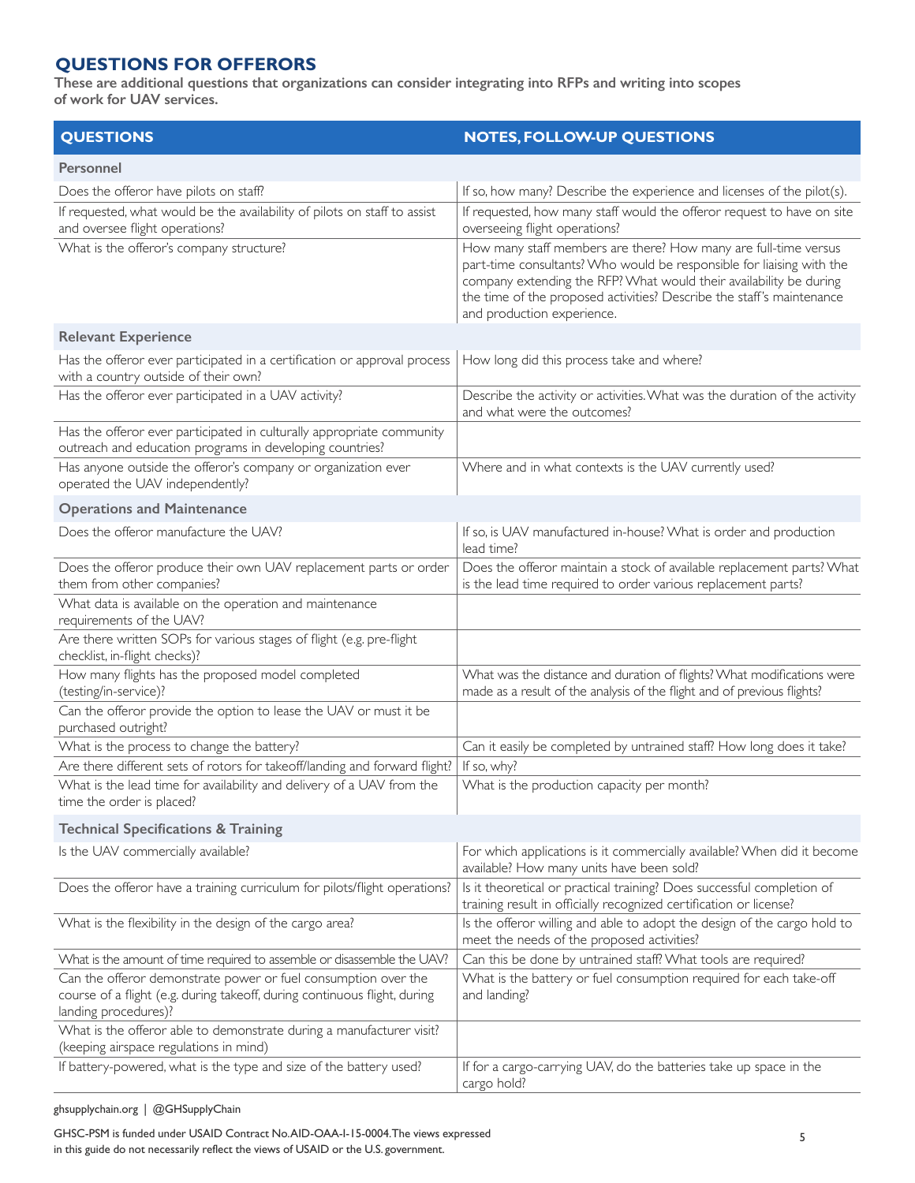## QUESTIONS FOR OFFERORS

**These are additional questions that organizations can consider integrating into RFPs and writing into scopes of work for UAV services.**

| QUESTIONS | NOTES, FOLLOW-UP QUESTIONS |
|---|---|
| **Personnel** | |
| Does the offeror have pilots on staff? | If so, how many? Describe the experience and licenses of the pilot(s). |
| If requested, what would be the availability of pilots on staff to assist and oversee flight operations? | If requested, how many staff would the offeror request to have on site overseeing flight operations? |
| What is the offeror's company structure? | How many staff members are there? How many are full-time versus part-time consultants? Who would be responsible for liaising with the company extending the RFP? What would their availability be during the time of the proposed activities? Describe the staff's maintenance and production experience. |
| **Relevant Experience** | |
| Has the offeror ever participated in a certification or approval process with a country outside of their own? | How long did this process take and where? |
| Has the offeror ever participated in a UAV activity? | Describe the activity or activities. What was the duration of the activity and what were the outcomes? |
| Has the offeror ever participated in culturally appropriate community outreach and education programs in developing countries? | |
| Has anyone outside the offeror's company or organization ever operated the UAV independently? | Where and in what contexts is the UAV currently used? |
| **Operations and Maintenance** | |
| Does the offeror manufacture the UAV? | If so, is UAV manufactured in-house? What is order and production lead time? |
| Does the offeror produce their own UAV replacement parts or order them from other companies? | Does the offeror maintain a stock of available replacement parts? What is the lead time required to order various replacement parts? |
| What data is available on the operation and maintenance requirements of the UAV? | |
| Are there written SOPs for various stages of flight (e.g. pre-flight checklist, in-flight checks)? | |
| How many flights has the proposed model completed (testing/in-service)? | What was the distance and duration of flights? What modifications were made as a result of the analysis of the flight and of previous flights? |
| Can the offeror provide the option to lease the UAV or must it be purchased outright? | |
| What is the process to change the battery? | Can it easily be completed by untrained staff? How long does it take? |
| Are there different sets of rotors for takeoff/landing and forward flight? | If so, why? |
| What is the lead time for availability and delivery of a UAV from the time the order is placed? | What is the production capacity per month? |
| **Technical Specifications & Training** | |
| Is the UAV commercially available? | For which applications is it commercially available? When did it become available? How many units have been sold? |
| Does the offeror have a training curriculum for pilots/flight operations? | Is it theoretical or practical training? Does successful completion of training result in officially recognized certification or license? |
| What is the flexibility in the design of the cargo area? | Is the offeror willing and able to adopt the design of the cargo hold to meet the needs of the proposed activities? |
| What is the amount of time required to assemble or disassemble the UAV? | Can this be done by untrained staff? What tools are required? |
| Can the offeror demonstrate power or fuel consumption over the course of a flight (e.g. during takeoff, during continuous flight, during landing procedures)? | What is the battery or fuel consumption required for each take-off and landing? |
| What is the offeror able to demonstrate during a manufacturer visit? (keeping airspace regulations in mind) | |
| If battery-powered, what is the type and size of the battery used? | If for a cargo-carrying UAV, do the batteries take up space in the cargo hold? |

ghsupplychain.org | @GHSupplyChain

GHSC-PSM is funded under USAID Contract No. AID-OAA-I-15-0004. The views expressed in this guide do not necessarily reflect the views of USAID or the U.S. government.